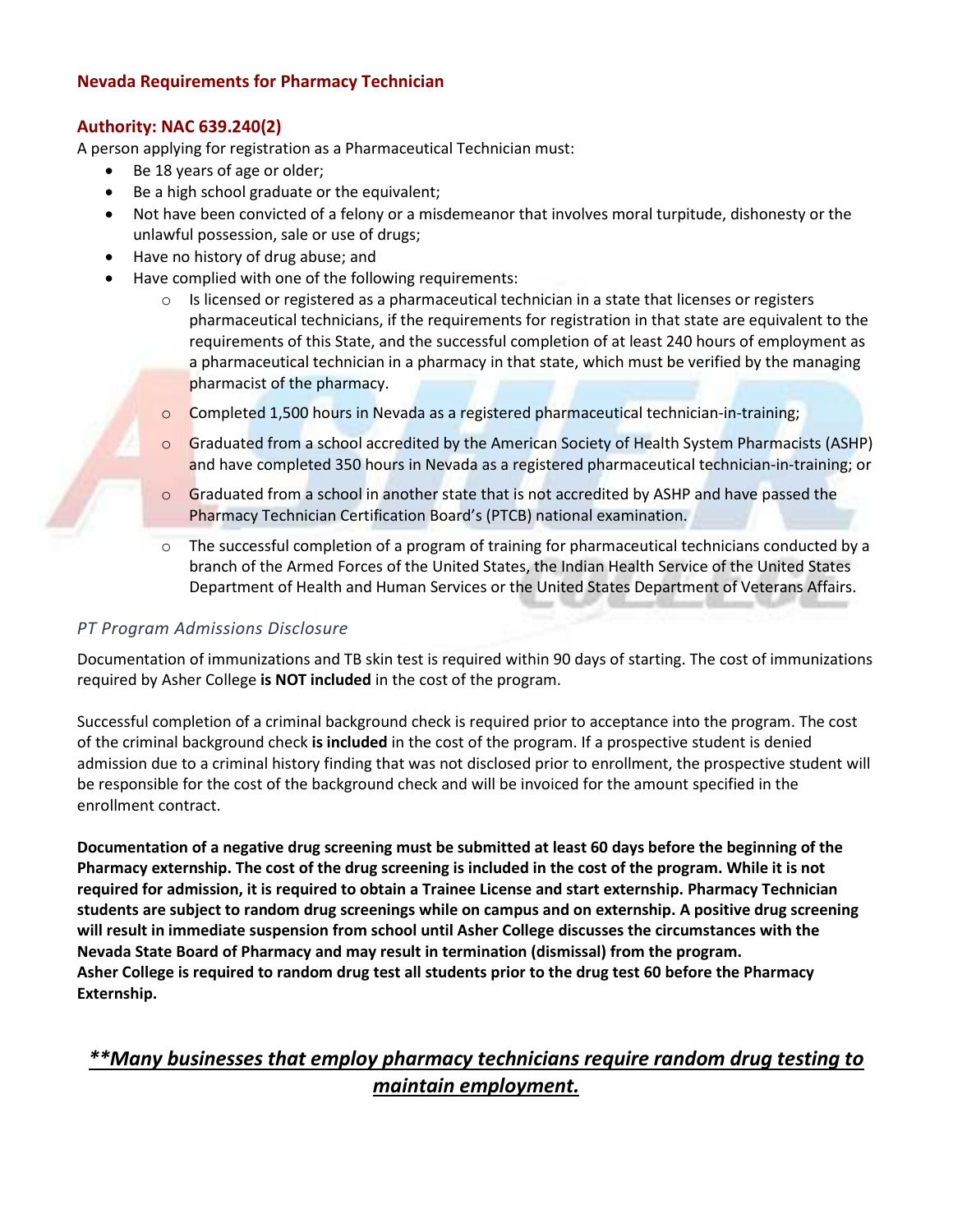## Nevada Requirements for Pharmacy Technician

### Authority: NAC 639.240(2)

A person applying for registration as a Pharmaceutical Technician must:

- Be 18 years of age or older;
- Be a high school graduate or the equivalent;
- Not have been convicted of a felony or a misdemeanor that involves moral turpitude, dishonesty or the unlawful possession, sale or use of drugs;
- Have no history of drug abuse; and
- Have complied with one of the following requirements:
  - Is licensed or registered as a pharmaceutical technician in a state that licenses or registers pharmaceutical technicians, if the requirements for registration in that state are equivalent to the requirements of this State, and the successful completion of at least 240 hours of employment as a pharmaceutical technician in a pharmacy in that state, which must be verified by the managing pharmacist of the pharmacy.
  - Completed 1,500 hours in Nevada as a registered pharmaceutical technician-in-training;
  - Graduated from a school accredited by the American Society of Health System Pharmacists (ASHP) and have completed 350 hours in Nevada as a registered pharmaceutical technician-in-training; or
  - Graduated from a school in another state that is not accredited by ASHP and have passed the Pharmacy Technician Certification Board's (PTCB) national examination.
  - The successful completion of a program of training for pharmaceutical technicians conducted by a branch of the Armed Forces of the United States, the Indian Health Service of the United States Department of Health and Human Services or the United States Department of Veterans Affairs.

### *PT Program Admissions Disclosure*

Documentation of immunizations and TB skin test is required within 90 days of starting. The cost of immunizations required by Asher College **is NOT included** in the cost of the program.

Successful completion of a criminal background check is required prior to acceptance into the program. The cost of the criminal background check **is included** in the cost of the program. If a prospective student is denied admission due to a criminal history finding that was not disclosed prior to enrollment, the prospective student will be responsible for the cost of the background check and will be invoiced for the amount specified in the enrollment contract.

**Documentation of a negative drug screening must be submitted at least 60 days before the beginning of the Pharmacy externship. The cost of the drug screening is included in the cost of the program. While it is not required for admission, it is required to obtain a Trainee License and start externship. Pharmacy Technician students are subject to random drug screenings while on campus and on externship. A positive drug screening will result in immediate suspension from school until Asher College discusses the circumstances with the Nevada State Board of Pharmacy and may result in termination (dismissal) from the program.**
**Asher College is required to random drug test all students prior to the drug test 60 before the Pharmacy Externship.**

***<u>**Many businesses that employ pharmacy technicians require random drug testing to maintain employment.</u>***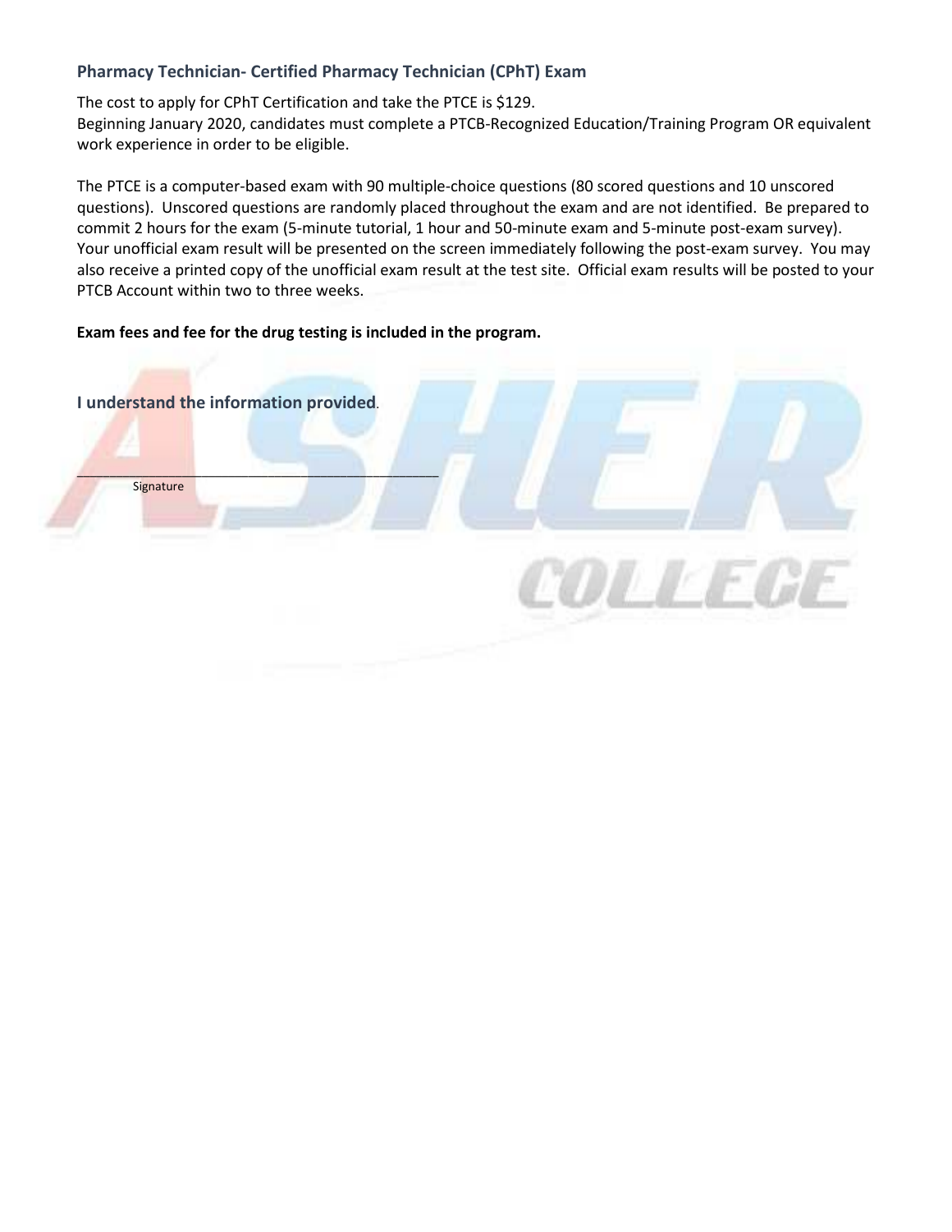### Pharmacy Technician- Certified Pharmacy Technician (CPhT) Exam

The cost to apply for CPhT Certification and take the PTCE is $129.
Beginning January 2020, candidates must complete a PTCB-Recognized Education/Training Program OR equivalent work experience in order to be eligible.

The PTCE is a computer-based exam with 90 multiple-choice questions (80 scored questions and 10 unscored questions). Unscored questions are randomly placed throughout the exam and are not identified. Be prepared to commit 2 hours for the exam (5-minute tutorial, 1 hour and 50-minute exam and 5-minute post-exam survey). Your unofficial exam result will be presented on the screen immediately following the post-exam survey. You may also receive a printed copy of the unofficial exam result at the test site. Official exam results will be posted to your PTCB Account within two to three weeks.

**Exam fees and fee for the drug testing is included in the program.**

**I understand the information provided**.

______________________________________________
Signature